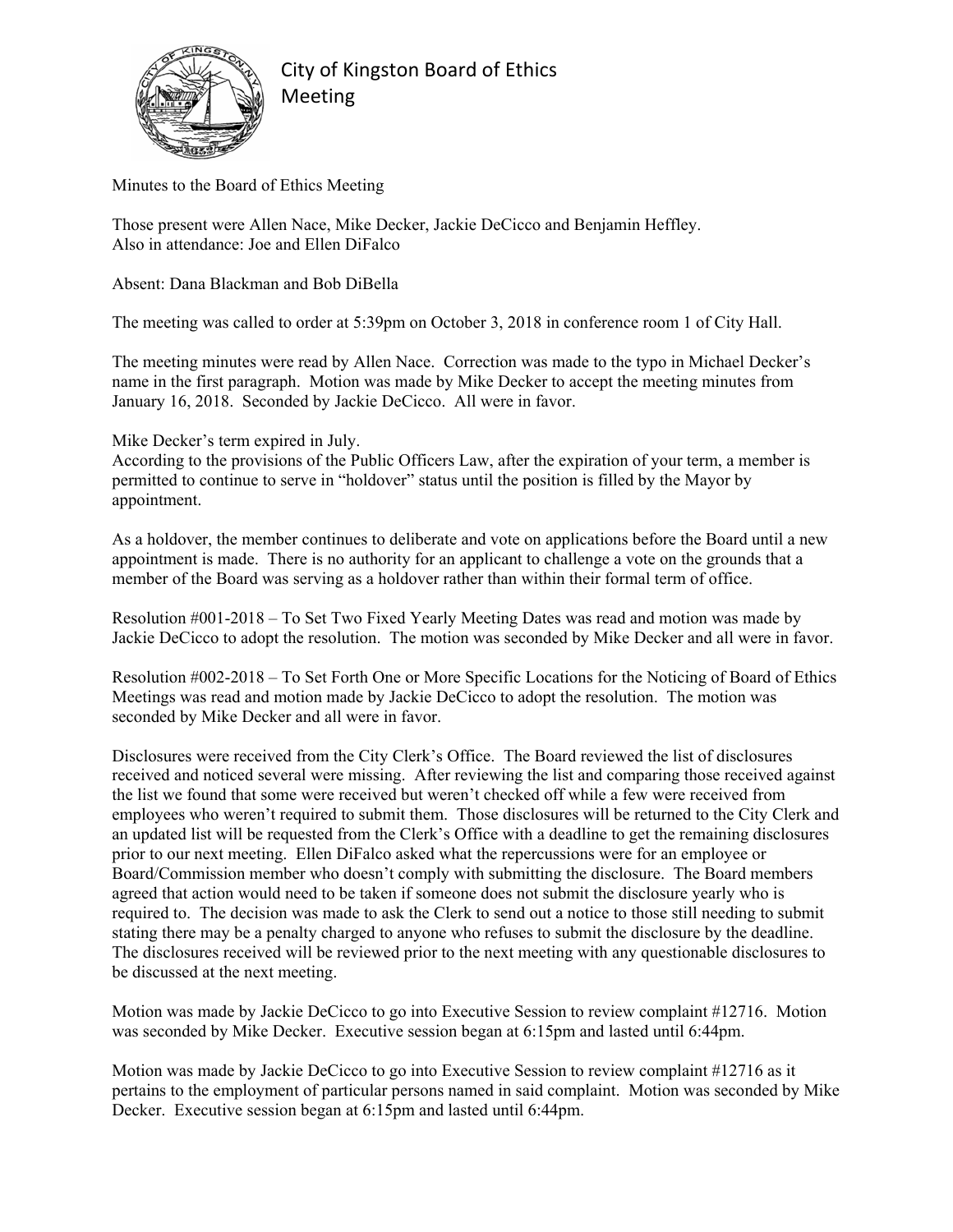# City of Kingston Board of Ethics Meeting

Minutes to the Board of Ethics Meeting

Those present were Allen Nace, Mike Decker, Jackie DeCicco and Benjamin Heffley.
Also in attendance: Joe and Ellen DiFalco

Absent: Dana Blackman and Bob DiBella

The meeting was called to order at 5:39pm on October 3, 2018 in conference room 1 of City Hall.

The meeting minutes were read by Allen Nace. Correction was made to the typo in Michael Decker's name in the first paragraph. Motion was made by Mike Decker to accept the meeting minutes from January 16, 2018. Seconded by Jackie DeCicco. All were in favor.

Mike Decker's term expired in July.
According to the provisions of the Public Officers Law, after the expiration of your term, a member is permitted to continue to serve in "holdover" status until the position is filled by the Mayor by appointment.

As a holdover, the member continues to deliberate and vote on applications before the Board until a new appointment is made. There is no authority for an applicant to challenge a vote on the grounds that a member of the Board was serving as a holdover rather than within their formal term of office.

Resolution #001-2018 – To Set Two Fixed Yearly Meeting Dates was read and motion was made by Jackie DeCicco to adopt the resolution. The motion was seconded by Mike Decker and all were in favor.

Resolution #002-2018 – To Set Forth One or More Specific Locations for the Noticing of Board of Ethics Meetings was read and motion made by Jackie DeCicco to adopt the resolution. The motion was seconded by Mike Decker and all were in favor.

Disclosures were received from the City Clerk's Office. The Board reviewed the list of disclosures received and noticed several were missing. After reviewing the list and comparing those received against the list we found that some were received but weren't checked off while a few were received from employees who weren't required to submit them. Those disclosures will be returned to the City Clerk and an updated list will be requested from the Clerk's Office with a deadline to get the remaining disclosures prior to our next meeting. Ellen DiFalco asked what the repercussions were for an employee or Board/Commission member who doesn't comply with submitting the disclosure. The Board members agreed that action would need to be taken if someone does not submit the disclosure yearly who is required to. The decision was made to ask the Clerk to send out a notice to those still needing to submit stating there may be a penalty charged to anyone who refuses to submit the disclosure by the deadline. The disclosures received will be reviewed prior to the next meeting with any questionable disclosures to be discussed at the next meeting.

Motion was made by Jackie DeCicco to go into Executive Session to review complaint #12716. Motion was seconded by Mike Decker. Executive session began at 6:15pm and lasted until 6:44pm.

Motion was made by Jackie DeCicco to go into Executive Session to review complaint #12716 as it pertains to the employment of particular persons named in said complaint. Motion was seconded by Mike Decker. Executive session began at 6:15pm and lasted until 6:44pm.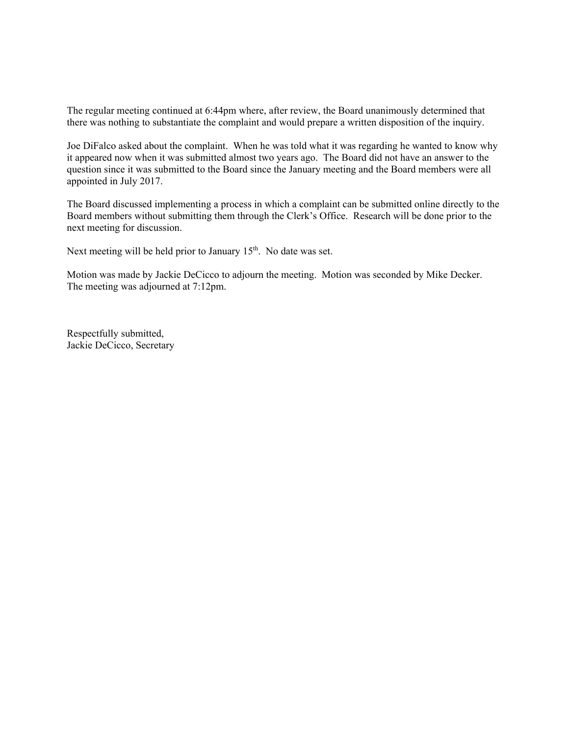The regular meeting continued at 6:44pm where, after review, the Board unanimously determined that there was nothing to substantiate the complaint and would prepare a written disposition of the inquiry.

Joe DiFalco asked about the complaint. When he was told what it was regarding he wanted to know why it appeared now when it was submitted almost two years ago. The Board did not have an answer to the question since it was submitted to the Board since the January meeting and the Board members were all appointed in July 2017.

The Board discussed implementing a process in which a complaint can be submitted online directly to the Board members without submitting them through the Clerk's Office. Research will be done prior to the next meeting for discussion.

Next meeting will be held prior to January 15th. No date was set.

Motion was made by Jackie DeCicco to adjourn the meeting. Motion was seconded by Mike Decker. The meeting was adjourned at 7:12pm.

Respectfully submitted,
Jackie DeCicco, Secretary